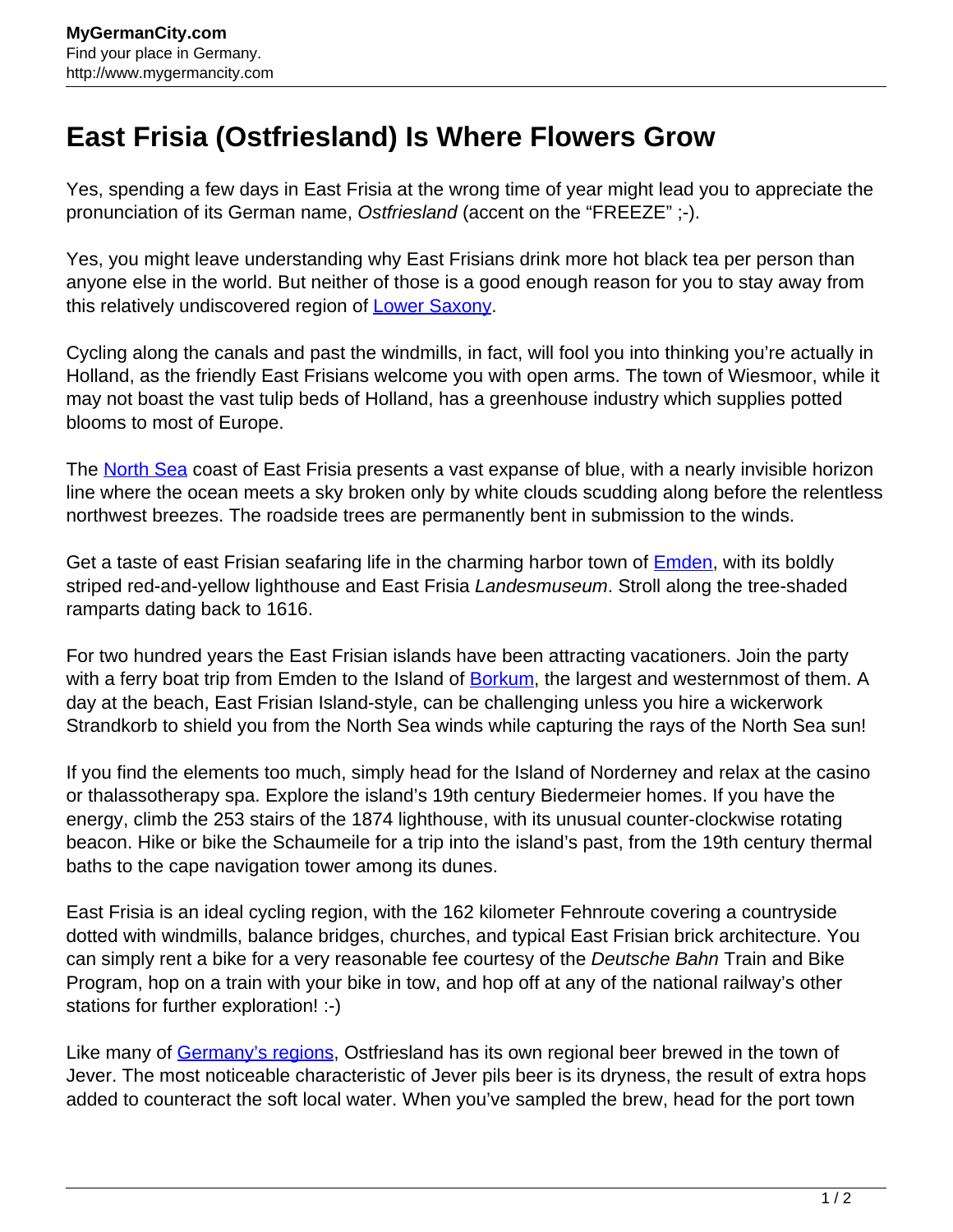# East Frisia (Ostfriesland) Is Where Flowers Grow

Yes, spending a few days in East Frisia at the wrong time of year might lead you to appreciate the pronunciation of its German name, *Ostfriesland* (accent on the "FREEZE" ;-).

Yes, you might leave understanding why East Frisians drink more hot black tea per person than anyone else in the world. But neither of those is a good enough reason for you to stay away from this relatively undiscovered region of Lower Saxony.

Cycling along the canals and past the windmills, in fact, will fool you into thinking you're actually in Holland, as the friendly East Frisians welcome you with open arms. The town of Wiesmoor, while it may not boast the vast tulip beds of Holland, has a greenhouse industry which supplies potted blooms to most of Europe.

The North Sea coast of East Frisia presents a vast expanse of blue, with a nearly invisible horizon line where the ocean meets a sky broken only by white clouds scudding along before the relentless northwest breezes. The roadside trees are permanently bent in submission to the winds.

Get a taste of east Frisian seafaring life in the charming harbor town of Emden, with its boldly striped red-and-yellow lighthouse and East Frisia *Landesmuseum*. Stroll along the tree-shaded ramparts dating back to 1616.

For two hundred years the East Frisian islands have been attracting vacationers. Join the party with a ferry boat trip from Emden to the Island of Borkum, the largest and westernmost of them. A day at the beach, East Frisian Island-style, can be challenging unless you hire a wickerwork Strandkorb to shield you from the North Sea winds while capturing the rays of the North Sea sun!

If you find the elements too much, simply head for the Island of Norderney and relax at the casino or thalassotherapy spa. Explore the island's 19th century Biedermeier homes. If you have the energy, climb the 253 stairs of the 1874 lighthouse, with its unusual counter-clockwise rotating beacon. Hike or bike the Schaumeile for a trip into the island's past, from the 19th century thermal baths to the cape navigation tower among its dunes.

East Frisia is an ideal cycling region, with the 162 kilometer Fehnroute covering a countryside dotted with windmills, balance bridges, churches, and typical East Frisian brick architecture. You can simply rent a bike for a very reasonable fee courtesy of the *Deutsche Bahn* Train and Bike Program, hop on a train with your bike in tow, and hop off at any of the national railway's other stations for further exploration! :-)

Like many of Germany's regions, Ostfriesland has its own regional beer brewed in the town of Jever. The most noticeable characteristic of Jever pils beer is its dryness, the result of extra hops added to counteract the soft local water. When you've sampled the brew, head for the port town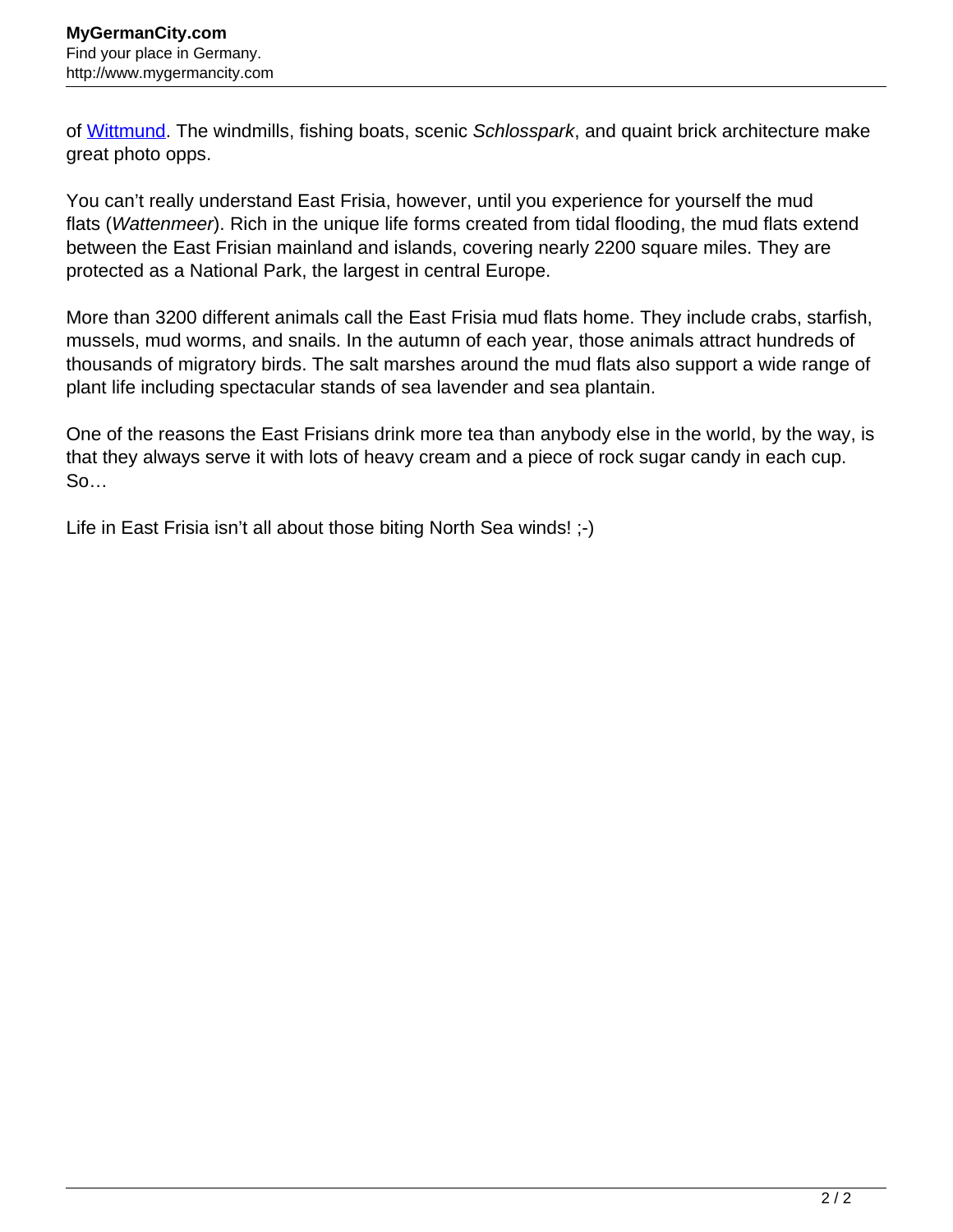of [Wittmund](). The windmills, fishing boats, scenic *Schlosspark*, and quaint brick architecture make great photo opps.

You can’t really understand East Frisia, however, until you experience for yourself the mud flats (*Wattenmeer*). Rich in the unique life forms created from tidal flooding, the mud flats extend between the East Frisian mainland and islands, covering nearly 2200 square miles. They are protected as a National Park, the largest in central Europe.

More than 3200 different animals call the East Frisia mud flats home. They include crabs, starfish, mussels, mud worms, and snails. In the autumn of each year, those animals attract hundreds of thousands of migratory birds. The salt marshes around the mud flats also support a wide range of plant life including spectacular stands of sea lavender and sea plantain.

One of the reasons the East Frisians drink more tea than anybody else in the world, by the way, is that they always serve it with lots of heavy cream and a piece of rock sugar candy in each cup. So…

Life in East Frisia isn’t all about those biting North Sea winds! ;-)